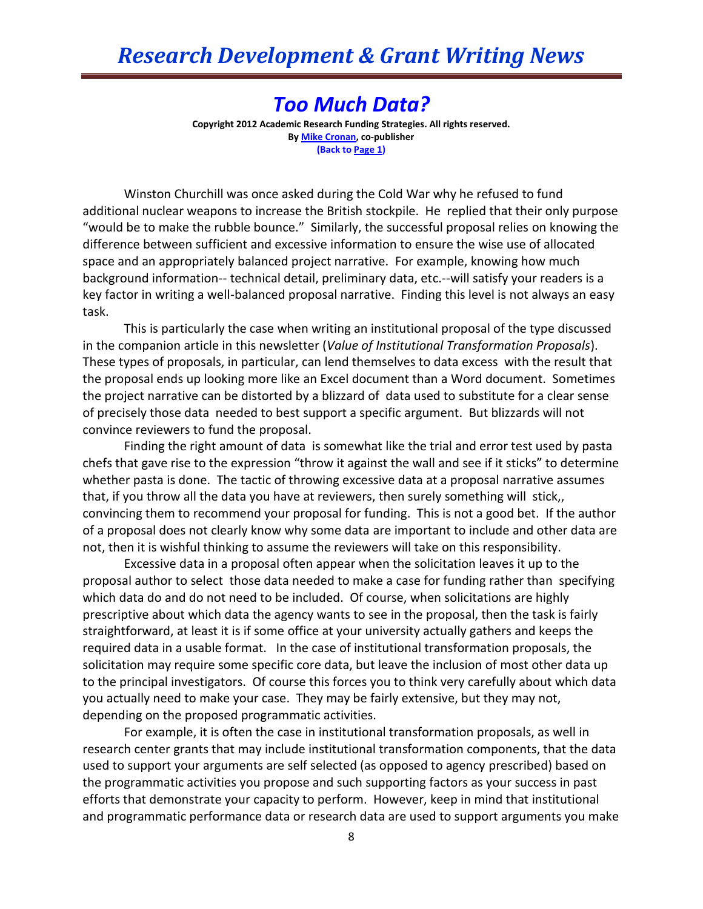# Too Much Data?

**Copyright 2012 Academic Research Funding Strategies. All rights reserved.**
**By Mike Cronan, co-publisher**
**(Back to Page 1)**

Winston Churchill was once asked during the Cold War why he refused to fund additional nuclear weapons to increase the British stockpile. He replied that their only purpose "would be to make the rubble bounce." Similarly, the successful proposal relies on knowing the difference between sufficient and excessive information to ensure the wise use of allocated space and an appropriately balanced project narrative. For example, knowing how much background information-- technical detail, preliminary data, etc.--will satisfy your readers is a key factor in writing a well-balanced proposal narrative. Finding this level is not always an easy task.

This is particularly the case when writing an institutional proposal of the type discussed in the companion article in this newsletter (*Value of Institutional Transformation Proposals*). These types of proposals, in particular, can lend themselves to data excess with the result that the proposal ends up looking more like an Excel document than a Word document. Sometimes the project narrative can be distorted by a blizzard of data used to substitute for a clear sense of precisely those data needed to best support a specific argument. But blizzards will not convince reviewers to fund the proposal.

Finding the right amount of data is somewhat like the trial and error test used by pasta chefs that gave rise to the expression "throw it against the wall and see if it sticks" to determine whether pasta is done. The tactic of throwing excessive data at a proposal narrative assumes that, if you throw all the data you have at reviewers, then surely something will stick,, convincing them to recommend your proposal for funding. This is not a good bet. If the author of a proposal does not clearly know why some data are important to include and other data are not, then it is wishful thinking to assume the reviewers will take on this responsibility.

Excessive data in a proposal often appear when the solicitation leaves it up to the proposal author to select those data needed to make a case for funding rather than specifying which data do and do not need to be included. Of course, when solicitations are highly prescriptive about which data the agency wants to see in the proposal, then the task is fairly straightforward, at least it is if some office at your university actually gathers and keeps the required data in a usable format. In the case of institutional transformation proposals, the solicitation may require some specific core data, but leave the inclusion of most other data up to the principal investigators. Of course this forces you to think very carefully about which data you actually need to make your case. They may be fairly extensive, but they may not, depending on the proposed programmatic activities.

For example, it is often the case in institutional transformation proposals, as well in research center grants that may include institutional transformation components, that the data used to support your arguments are self selected (as opposed to agency prescribed) based on the programmatic activities you propose and such supporting factors as your success in past efforts that demonstrate your capacity to perform. However, keep in mind that institutional and programmatic performance data or research data are used to support arguments you make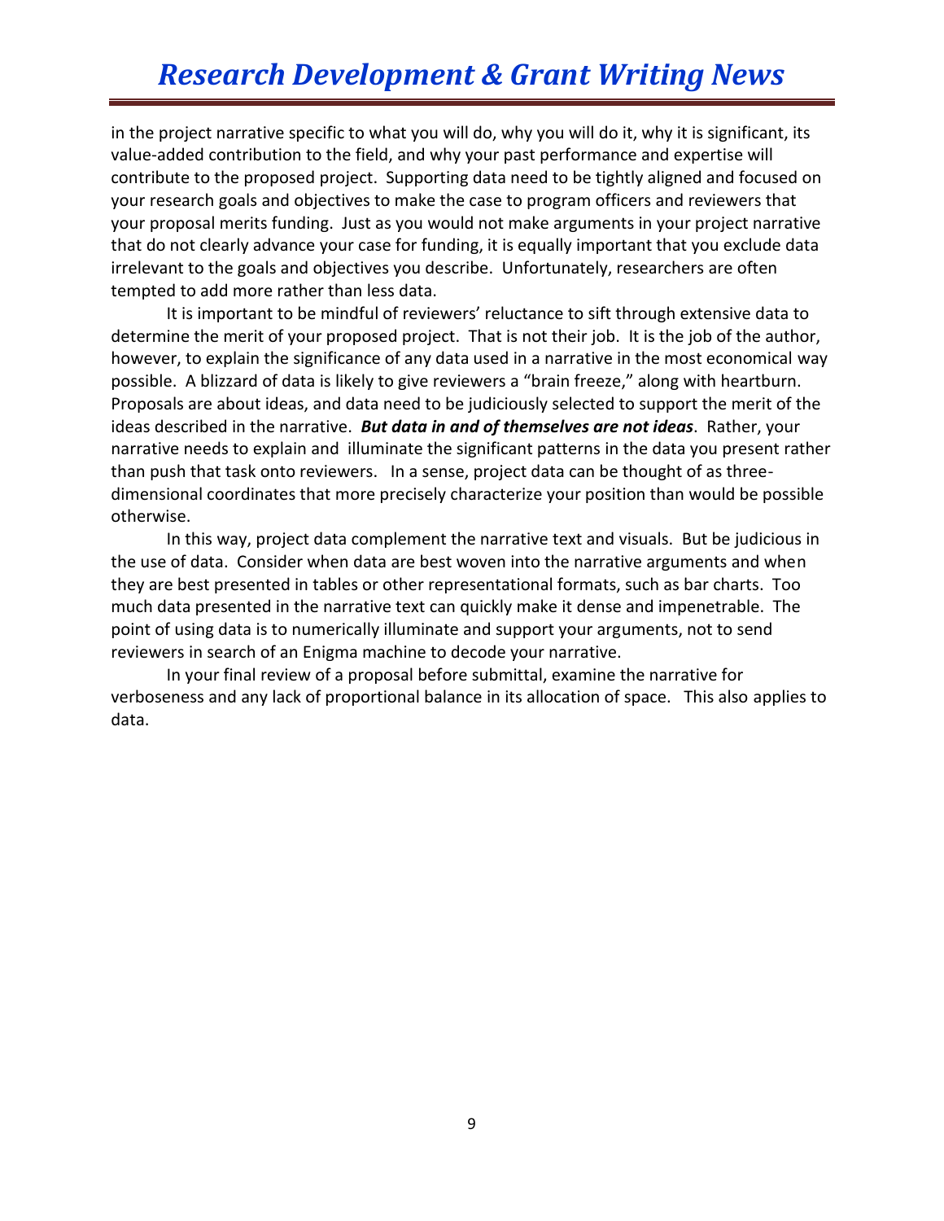in the project narrative specific to what you will do, why you will do it, why it is significant, its value-added contribution to the field, and why your past performance and expertise will contribute to the proposed project. Supporting data need to be tightly aligned and focused on your research goals and objectives to make the case to program officers and reviewers that your proposal merits funding. Just as you would not make arguments in your project narrative that do not clearly advance your case for funding, it is equally important that you exclude data irrelevant to the goals and objectives you describe. Unfortunately, researchers are often tempted to add more rather than less data.

It is important to be mindful of reviewers' reluctance to sift through extensive data to determine the merit of your proposed project. That is not their job. It is the job of the author, however, to explain the significance of any data used in a narrative in the most economical way possible. A blizzard of data is likely to give reviewers a "brain freeze," along with heartburn. Proposals are about ideas, and data need to be judiciously selected to support the merit of the ideas described in the narrative. ***But data in and of themselves are not ideas***. Rather, your narrative needs to explain and illuminate the significant patterns in the data you present rather than push that task onto reviewers. In a sense, project data can be thought of as three-dimensional coordinates that more precisely characterize your position than would be possible otherwise.

In this way, project data complement the narrative text and visuals. But be judicious in the use of data. Consider when data are best woven into the narrative arguments and when they are best presented in tables or other representational formats, such as bar charts. Too much data presented in the narrative text can quickly make it dense and impenetrable. The point of using data is to numerically illuminate and support your arguments, not to send reviewers in search of an Enigma machine to decode your narrative.

In your final review of a proposal before submittal, examine the narrative for verboseness and any lack of proportional balance in its allocation of space. This also applies to data.